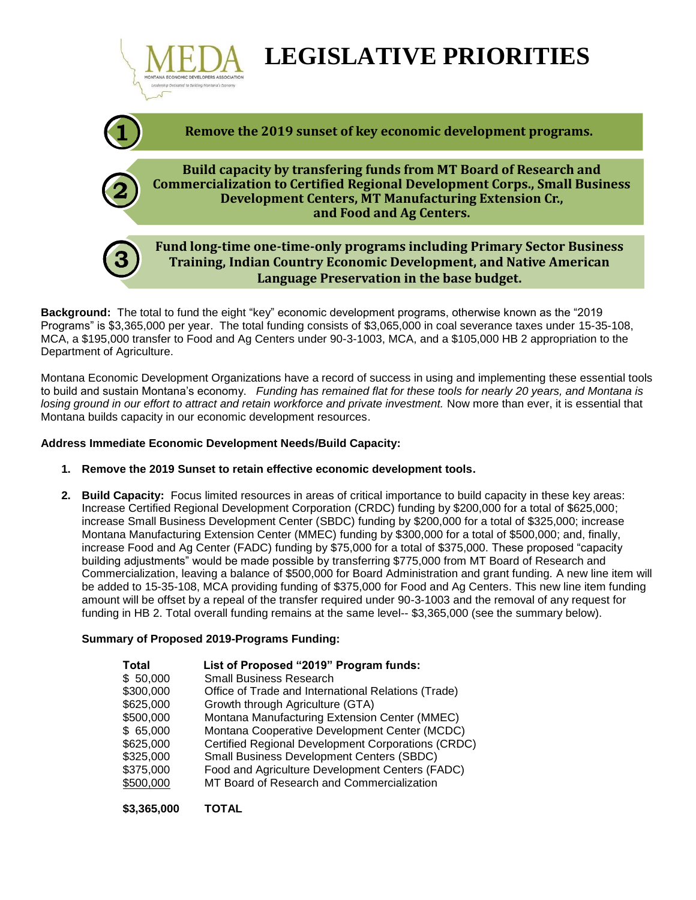# MEDA LEGISLATIVE PRIORITIES

MONTANA ECONOMIC DEVELOPERS ASSOCIATION

*Leadership Dedicated to Building Montana's Economy*

**1 Remove the 2019 sunset of key economic development programs.**

**2 Build capacity by transfering funds from MT Board of Research and Commercialization to Certified Regional Development Corps., Small Business Development Centers, MT Manufacturing Extension Cr., and Food and Ag Centers.**

**3 Fund long-time one-time-only programs including Primary Sector Business Training, Indian Country Economic Development, and Native American Language Preservation in the base budget.**

**Background:** The total to fund the eight "key" economic development programs, otherwise known as the "2019 Programs" is $3,365,000 per year. The total funding consists of $3,065,000 in coal severance taxes under 15-35-108, MCA, a $195,000 transfer to Food and Ag Centers under 90-3-1003, MCA, and a $105,000 HB 2 appropriation to the Department of Agriculture.

Montana Economic Development Organizations have a record of success in using and implementing these essential tools to build and sustain Montana's economy. *Funding has remained flat for these tools for nearly 20 years, and Montana is losing ground in our effort to attract and retain workforce and private investment.* Now more than ever, it is essential that Montana builds capacity in our economic development resources.

**Address Immediate Economic Development Needs/Build Capacity:**

1. **Remove the 2019 Sunset to retain effective economic development tools.**
2. **Build Capacity:** Focus limited resources in areas of critical importance to build capacity in these key areas: Increase Certified Regional Development Corporation (CRDC) funding by $200,000 for a total of $625,000; increase Small Business Development Center (SBDC) funding by $200,000 for a total of $325,000; increase Montana Manufacturing Extension Center (MMEC) funding by $300,000 for a total of $500,000; and, finally, increase Food and Ag Center (FADC) funding by $75,000 for a total of $375,000. These proposed "capacity building adjustments" would be made possible by transferring $775,000 from MT Board of Research and Commercialization, leaving a balance of $500,000 for Board Administration and grant funding. A new line item will be added to 15-35-108, MCA providing funding of $375,000 for Food and Ag Centers. This new line item funding amount will be offset by a repeal of the transfer required under 90-3-1003 and the removal of any request for funding in HB 2. Total overall funding remains at the same level-- $3,365,000 (see the summary below).

**Summary of Proposed 2019-Programs Funding:**

| Total | List of Proposed "2019" Program funds: |
|---|---|
| $ 50,000 | Small Business Research |
| $300,000 | Office of Trade and International Relations (Trade) |
| $625,000 | Growth through Agriculture (GTA) |
| $500,000 | Montana Manufacturing Extension Center (MMEC) |
| $ 65,000 | Montana Cooperative Development Center (MCDC) |
| $625,000 | Certified Regional Development Corporations (CRDC) |
| $325,000 | Small Business Development Centers (SBDC) |
| $375,000 | Food and Agriculture Development Centers (FADC) |
| $500,000 | MT Board of Research and Commercialization |
| **$3,365,000** | **TOTAL** |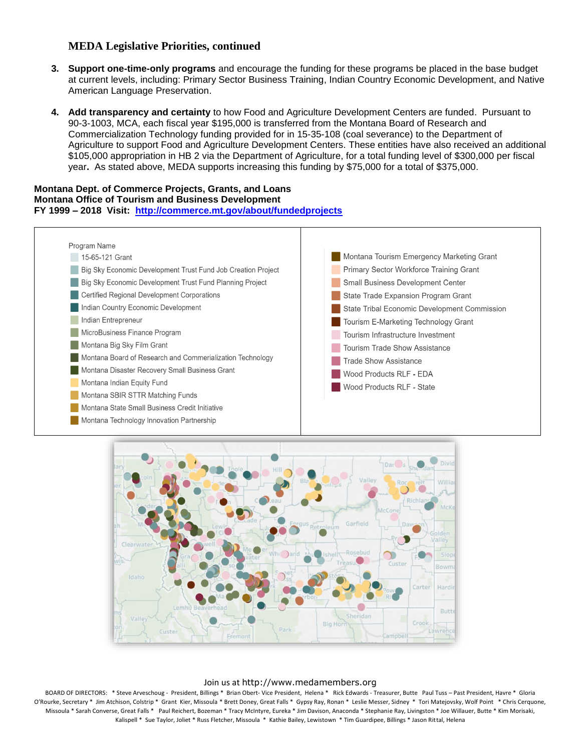## MEDA Legislative Priorities, continued

3. **Support one-time-only programs** and encourage the funding for these programs be placed in the base budget at current levels, including: Primary Sector Business Training, Indian Country Economic Development, and Native American Language Preservation.

4. **Add transparency and certainty** to how Food and Agriculture Development Centers are funded. Pursuant to 90-3-1003, MCA, each fiscal year $195,000 is transferred from the Montana Board of Research and Commercialization Technology funding provided for in 15-35-108 (coal severance) to the Department of Agriculture to support Food and Agriculture Development Centers. These entities have also received an additional $105,000 appropriation in HB 2 via the Department of Agriculture, for a total funding level of $300,000 per fiscal year**.** As stated above, MEDA supports increasing this funding by $75,000 for a total of $375,000.

**Montana Dept. of Commerce Projects, Grants, and Loans**
**Montana Office of Tourism and Business Development**
**FY 1999 – 2018 Visit: [http://commerce.mt.gov/about/fundedprojects](http://commerce.mt.gov/about/fundedprojects)**

Program Name
15-65-121 Grant
Big Sky Economic Development Trust Fund Job Creation Project
Big Sky Economic Development Trust Fund Planning Project
Certified Regional Development Corporations
Indian Country Economic Development
Indian Entrepreneur
MicroBusiness Finance Program
Montana Big Sky Film Grant
Montana Board of Research and Commercialization Technology
Montana Disaster Recovery Small Business Grant
Montana Indian Equity Fund
Montana SBIR STTR Matching Funds
Montana State Small Business Credit Initiative
Montana Technology Innovation Partnership
Montana Tourism Emergency Marketing Grant
Primary Sector Workforce Training Grant
Small Business Development Center
State Trade Expansion Program Grant
State Tribal Economic Development Commission
Tourism E-Marketing Technology Grant
Tourism Infrastructure Investment
Tourism Trade Show Assistance
Trade Show Assistance
Wood Products RLF - EDA
Wood Products RLF - State

Join us at http://www.medamembers.org

BOARD OF DIRECTORS: * Steve Arveschoug - President, Billings * Brian Obert- Vice President, Helena * Rick Edwards - Treasurer, Butte Paul Tuss – Past President, Havre * Gloria O'Rourke, Secretary * Jim Atchison, Colstrip * Grant Kier, Missoula * Brett Doney, Great Falls * Gypsy Ray, Ronan * Leslie Messer, Sidney * Tori Matejovsky, Wolf Point * Chris Cerquone, Missoula * Sarah Converse, Great Falls * Paul Reichert, Bozeman * Tracy McIntyre, Eureka * Jim Davison, Anaconda * Stephanie Ray, Livingston * Joe Willauer, Butte * Kim Morisaki, Kalispell * Sue Taylor, Joliet * Russ Fletcher, Missoula * Kathie Bailey, Lewistown * Tim Guardipee, Billings * Jason Rittal, Helena